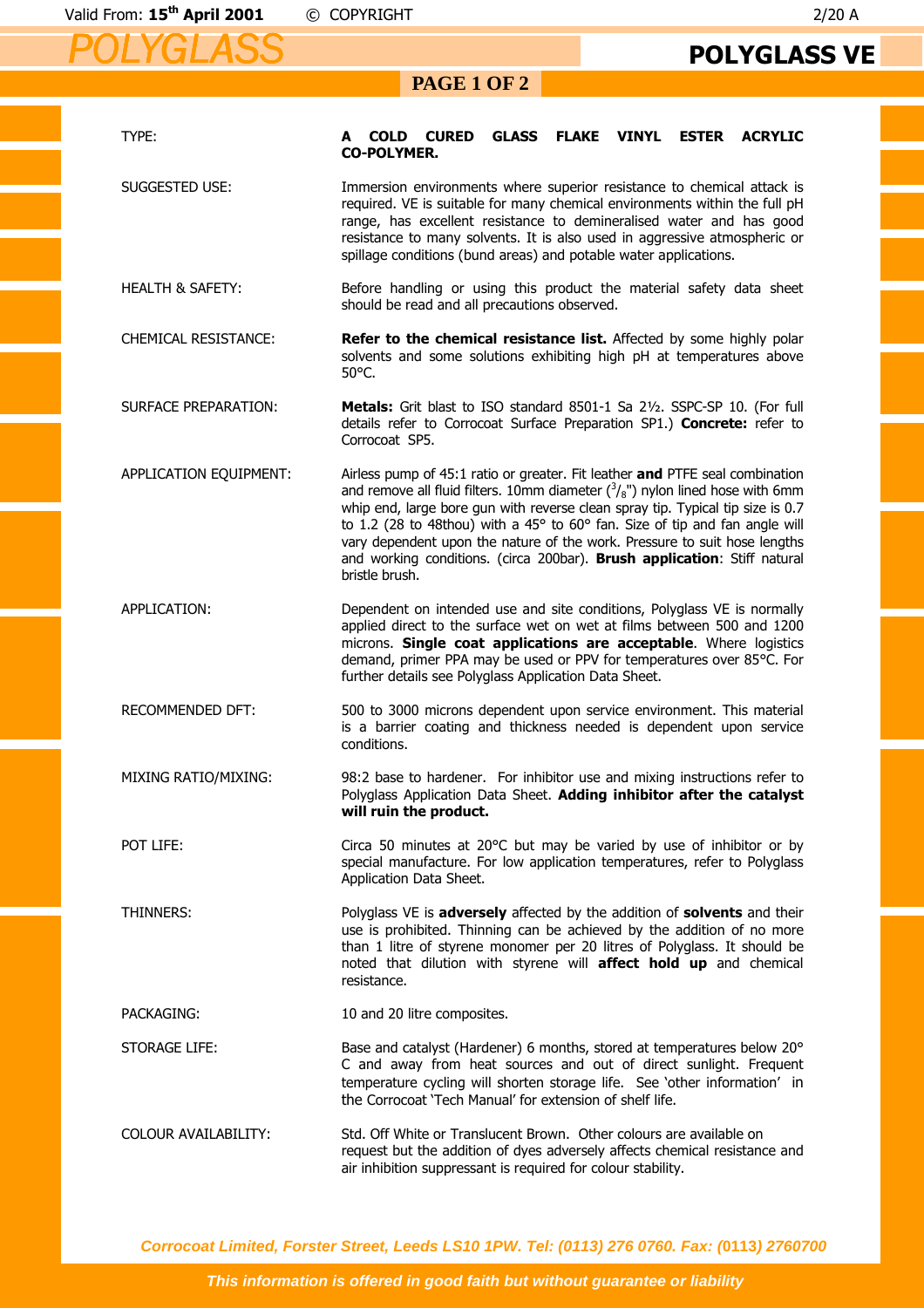# POLYGLASS VE

| | |
|---|---|
| TYPE: | **A COLD CURED GLASS FLAKE VINYL ESTER ACRYLIC CO-POLYMER.** |
| SUGGESTED USE: | Immersion environments where superior resistance to chemical attack is required. VE is suitable for many chemical environments within the full pH range, has excellent resistance to demineralised water and has good resistance to many solvents. It is also used in aggressive atmospheric or spillage conditions (bund areas) and potable water applications. |
| HEALTH & SAFETY: | Before handling or using this product the material safety data sheet should be read and all precautions observed. |
| CHEMICAL RESISTANCE: | **Refer to the chemical resistance list.** Affected by some highly polar solvents and some solutions exhibiting high pH at temperatures above 50°C. |
| SURFACE PREPARATION: | **Metals:** Grit blast to ISO standard 8501-1 Sa 2½. SSPC-SP 10. (For full details refer to Corrocoat Surface Preparation SP1.) **Concrete:** refer to Corrocoat SP5. |
| APPLICATION EQUIPMENT: | Airless pump of 45:1 ratio or greater. Fit leather **and** PTFE seal combination and remove all fluid filters. 10mm diameter ($^3/_8$") nylon lined hose with 6mm whip end, large bore gun with reverse clean spray tip. Typical tip size is 0.7 to 1.2 (28 to 48thou) with a 45° to 60° fan. Size of tip and fan angle will vary dependent upon the nature of the work. Pressure to suit hose lengths and working conditions. (circa 200bar). **Brush application**: Stiff natural bristle brush. |
| APPLICATION: | Dependent on intended use and site conditions, Polyglass VE is normally applied direct to the surface wet on wet at films between 500 and 1200 microns. **Single coat applications are acceptable**. Where logistics demand, primer PPA may be used or PPV for temperatures over 85°C. For further details see Polyglass Application Data Sheet. |
| RECOMMENDED DFT: | 500 to 3000 microns dependent upon service environment. This material is a barrier coating and thickness needed is dependent upon service conditions. |
| MIXING RATIO/MIXING: | 98:2 base to hardener. For inhibitor use and mixing instructions refer to Polyglass Application Data Sheet. **Adding inhibitor after the catalyst will ruin the product.** |
| POT LIFE: | Circa 50 minutes at 20°C but may be varied by use of inhibitor or by special manufacture. For low application temperatures, refer to Polyglass Application Data Sheet. |
| THINNERS: | Polyglass VE is **adversely** affected by the addition of **solvents** and their use is prohibited. Thinning can be achieved by the addition of no more than 1 litre of styrene monomer per 20 litres of Polyglass. It should be noted that dilution with styrene will **affect hold up** and chemical resistance. |
| PACKAGING: | 10 and 20 litre composites. |
| STORAGE LIFE: | Base and catalyst (Hardener) 6 months, stored at temperatures below 20° C and away from heat sources and out of direct sunlight. Frequent temperature cycling will shorten storage life. See 'other information' in the Corrocoat 'Tech Manual' for extension of shelf life. |
| COLOUR AVAILABILITY: | Std. Off White or Translucent Brown. Other colours are available on request but the addition of dyes adversely affects chemical resistance and air inhibition suppressant is required for colour stability. |

*Corrocoat Limited, Forster Street, Leeds LS10 1PW. Tel: (0113) 276 0760. Fax: (0113) 2760700*

*This information is offered in good faith but without guarantee or liability*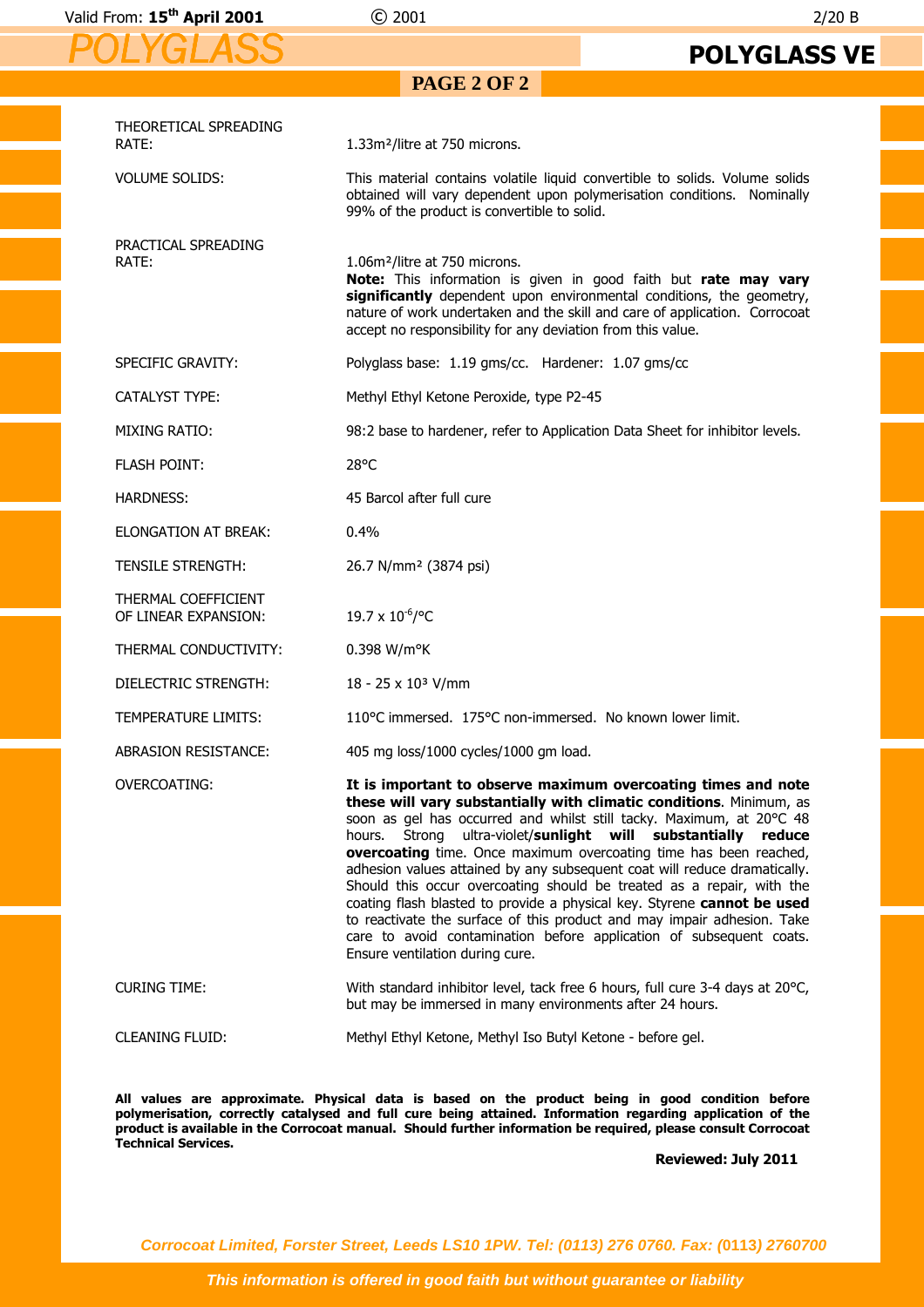| | |
|---|---|
| THEORETICAL SPREADING RATE: | 1.33m²/litre at 750 microns. |
| VOLUME SOLIDS: | This material contains volatile liquid convertible to solids. Volume solids obtained will vary dependent upon polymerisation conditions. Nominally 99% of the product is convertible to solid. |
| PRACTICAL SPREADING RATE: | 1.06m²/litre at 750 microns. **Note:** This information is given in good faith but **rate may vary significantly** dependent upon environmental conditions, the geometry, nature of work undertaken and the skill and care of application. Corrocoat accept no responsibility for any deviation from this value. |
| SPECIFIC GRAVITY: | Polyglass base: 1.19 gms/cc. Hardener: 1.07 gms/cc |
| CATALYST TYPE: | Methyl Ethyl Ketone Peroxide, type P2-45 |
| MIXING RATIO: | 98:2 base to hardener, refer to Application Data Sheet for inhibitor levels. |
| FLASH POINT: | 28°C |
| HARDNESS: | 45 Barcol after full cure |
| ELONGATION AT BREAK: | 0.4% |
| TENSILE STRENGTH: | 26.7 N/mm² (3874 psi) |
| THERMAL COEFFICIENT OF LINEAR EXPANSION: | $19.7 \times 10^{-6}$/°C |
| THERMAL CONDUCTIVITY: | 0.398 W/m°K |
| DIELECTRIC STRENGTH: | 18 - 25 x 10³ V/mm |
| TEMPERATURE LIMITS: | 110°C immersed. 175°C non-immersed. No known lower limit. |
| ABRASION RESISTANCE: | 405 mg loss/1000 cycles/1000 gm load. |
| OVERCOATING: | **It is important to observe maximum overcoating times and note these will vary substantially with climatic conditions**. Minimum, as soon as gel has occurred and whilst still tacky. Maximum, at 20°C 48 hours. Strong ultra-violet/**sunlight will substantially reduce overcoating** time. Once maximum overcoating time has been reached, adhesion values attained by any subsequent coat will reduce dramatically. Should this occur overcoating should be treated as a repair, with the coating flash blasted to provide a physical key. Styrene **cannot be used** to reactivate the surface of this product and may impair adhesion. Take care to avoid contamination before application of subsequent coats. Ensure ventilation during cure. |
| CURING TIME: | With standard inhibitor level, tack free 6 hours, full cure 3-4 days at 20°C, but may be immersed in many environments after 24 hours. |
| CLEANING FLUID: | Methyl Ethyl Ketone, Methyl Iso Butyl Ketone - before gel. |

**All values are approximate. Physical data is based on the product being in good condition before polymerisation, correctly catalysed and full cure being attained. Information regarding application of the product is available in the Corrocoat manual. Should further information be required, please consult Corrocoat Technical Services.**

**Reviewed: July 2011**

*Corrocoat Limited, Forster Street, Leeds LS10 1PW. Tel: (0113) 276 0760. Fax: (0113) 2760700*

*This information is offered in good faith but without guarantee or liability*